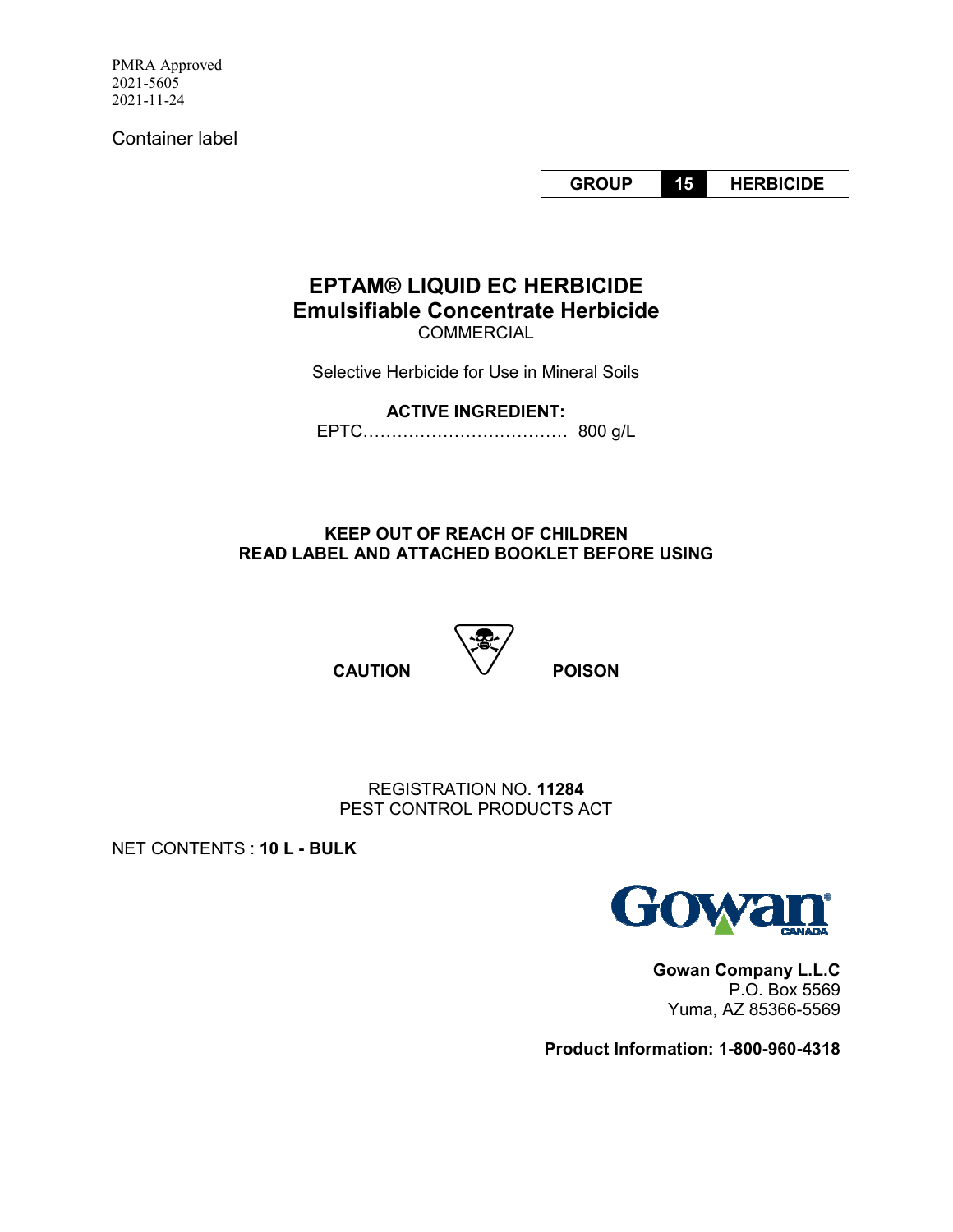PMRA Approved
2021-5605
2021-11-24

Container label

| GROUP | 15 | HERBICIDE |
|---|---|---|

# EPTAM® LIQUID EC HERBICIDE

## Emulsifiable Concentrate Herbicide

COMMERCIAL

Selective Herbicide for Use in Mineral Soils

**ACTIVE INGREDIENT:**

EPTC……………………………… 800 g/L

**KEEP OUT OF REACH OF CHILDREN**
**READ LABEL AND ATTACHED BOOKLET BEFORE USING**

**CAUTION** **POISON**

REGISTRATION NO. **11284**
PEST CONTROL PRODUCTS ACT

NET CONTENTS : **10 L - BULK**

Gowan CANADA

**Gowan Company L.L.C**
P.O. Box 5569
Yuma, AZ 85366-5569

**Product Information: 1-800-960-4318**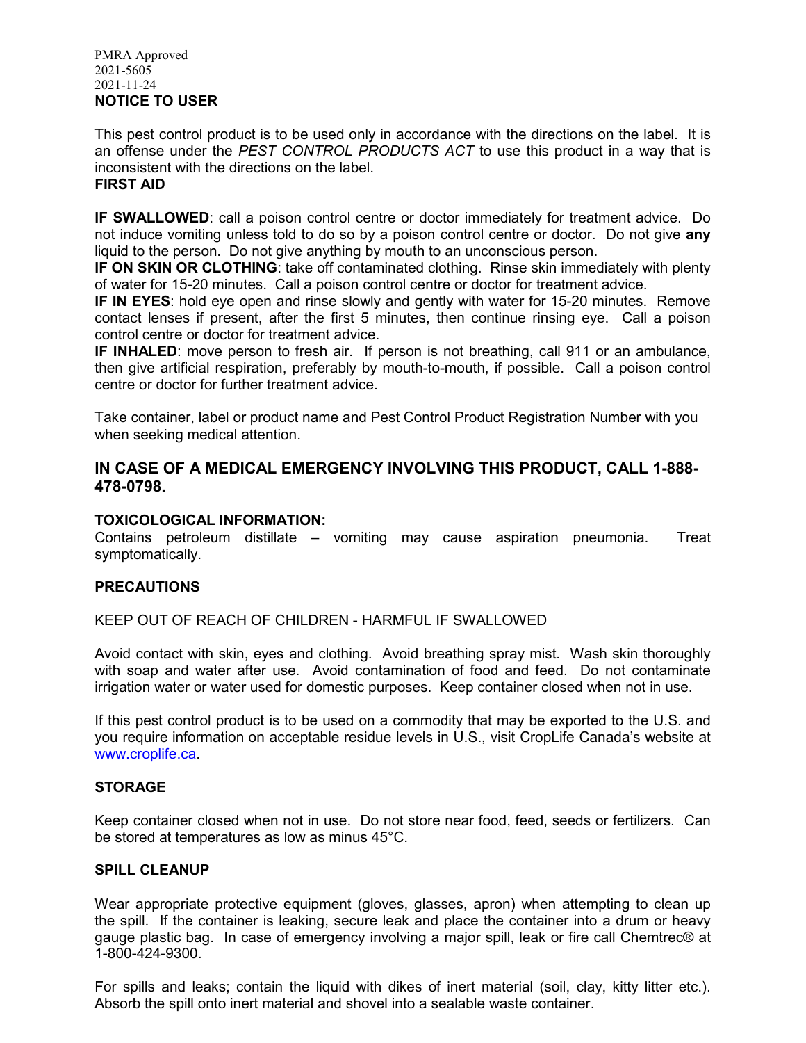PMRA Approved
2021-5605
2021-11-24

## NOTICE TO USER

This pest control product is to be used only in accordance with the directions on the label. It is an offense under the *PEST CONTROL PRODUCTS ACT* to use this product in a way that is inconsistent with the directions on the label.

## FIRST AID

**IF SWALLOWED**: call a poison control centre or doctor immediately for treatment advice. Do not induce vomiting unless told to do so by a poison control centre or doctor. Do not give **any** liquid to the person. Do not give anything by mouth to an unconscious person.
**IF ON SKIN OR CLOTHING**: take off contaminated clothing. Rinse skin immediately with plenty of water for 15-20 minutes. Call a poison control centre or doctor for treatment advice.
**IF IN EYES**: hold eye open and rinse slowly and gently with water for 15-20 minutes. Remove contact lenses if present, after the first 5 minutes, then continue rinsing eye. Call a poison control centre or doctor for treatment advice.
**IF INHALED**: move person to fresh air. If person is not breathing, call 911 or an ambulance, then give artificial respiration, preferably by mouth-to-mouth, if possible. Call a poison control centre or doctor for further treatment advice.

Take container, label or product name and Pest Control Product Registration Number with you when seeking medical attention.

## IN CASE OF A MEDICAL EMERGENCY INVOLVING THIS PRODUCT, CALL 1-888-478-0798.

### TOXICOLOGICAL INFORMATION:

Contains petroleum distillate – vomiting may cause aspiration pneumonia. Treat symptomatically.

### PRECAUTIONS

KEEP OUT OF REACH OF CHILDREN - HARMFUL IF SWALLOWED

Avoid contact with skin, eyes and clothing. Avoid breathing spray mist. Wash skin thoroughly with soap and water after use. Avoid contamination of food and feed. Do not contaminate irrigation water or water used for domestic purposes. Keep container closed when not in use.

If this pest control product is to be used on a commodity that may be exported to the U.S. and you require information on acceptable residue levels in U.S., visit CropLife Canada's website at www.croplife.ca.

### STORAGE

Keep container closed when not in use. Do not store near food, feed, seeds or fertilizers. Can be stored at temperatures as low as minus 45°C.

### SPILL CLEANUP

Wear appropriate protective equipment (gloves, glasses, apron) when attempting to clean up the spill. If the container is leaking, secure leak and place the container into a drum or heavy gauge plastic bag. In case of emergency involving a major spill, leak or fire call Chemtrec® at 1-800-424-9300.

For spills and leaks; contain the liquid with dikes of inert material (soil, clay, kitty litter etc.). Absorb the spill onto inert material and shovel into a sealable waste container.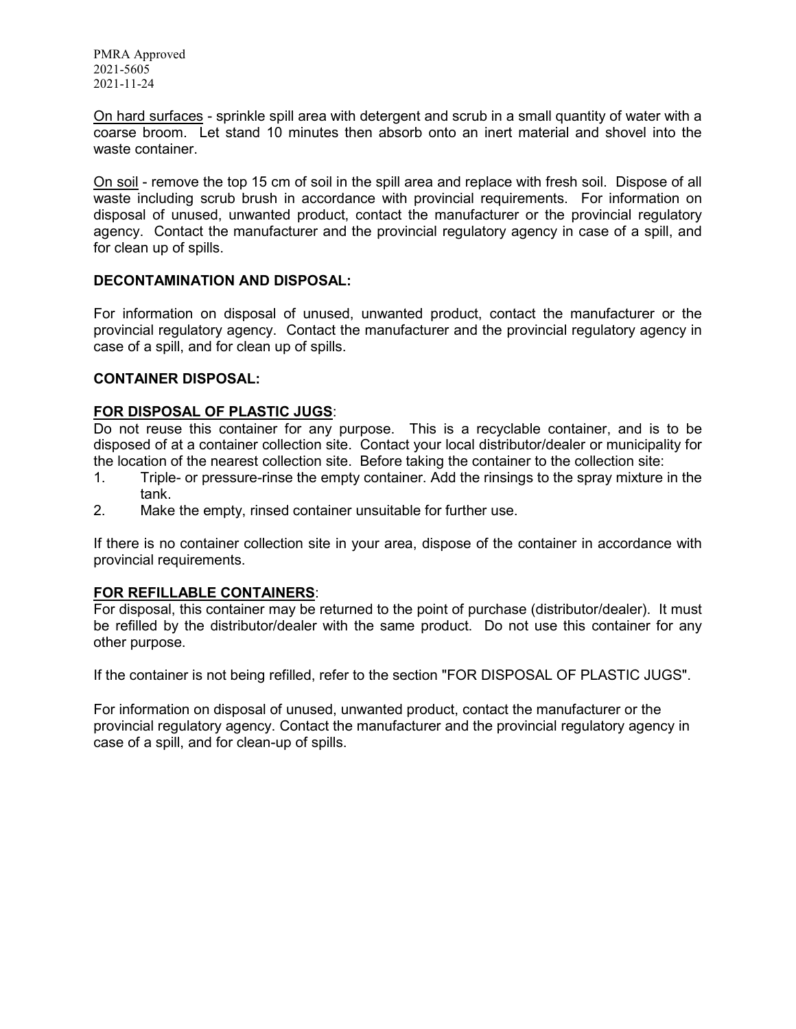<u>On hard surfaces</u> - sprinkle spill area with detergent and scrub in a small quantity of water with a coarse broom. Let stand 10 minutes then absorb onto an inert material and shovel into the waste container.

<u>On soil</u> - remove the top 15 cm of soil in the spill area and replace with fresh soil. Dispose of all waste including scrub brush in accordance with provincial requirements. For information on disposal of unused, unwanted product, contact the manufacturer or the provincial regulatory agency. Contact the manufacturer and the provincial regulatory agency in case of a spill, and for clean up of spills.

**DECONTAMINATION AND DISPOSAL:**

For information on disposal of unused, unwanted product, contact the manufacturer or the provincial regulatory agency. Contact the manufacturer and the provincial regulatory agency in case of a spill, and for clean up of spills.

**CONTAINER DISPOSAL:**

**<u>FOR DISPOSAL OF PLASTIC JUGS</u>**:

Do not reuse this container for any purpose. This is a recyclable container, and is to be disposed of at a container collection site. Contact your local distributor/dealer or municipality for the location of the nearest collection site. Before taking the container to the collection site:

1. Triple- or pressure-rinse the empty container. Add the rinsings to the spray mixture in the tank.
2. Make the empty, rinsed container unsuitable for further use.

If there is no container collection site in your area, dispose of the container in accordance with provincial requirements.

**<u>FOR REFILLABLE CONTAINERS</u>**:

For disposal, this container may be returned to the point of purchase (distributor/dealer). It must be refilled by the distributor/dealer with the same product. Do not use this container for any other purpose.

If the container is not being refilled, refer to the section "FOR DISPOSAL OF PLASTIC JUGS".

For information on disposal of unused, unwanted product, contact the manufacturer or the provincial regulatory agency. Contact the manufacturer and the provincial regulatory agency in case of a spill, and for clean-up of spills.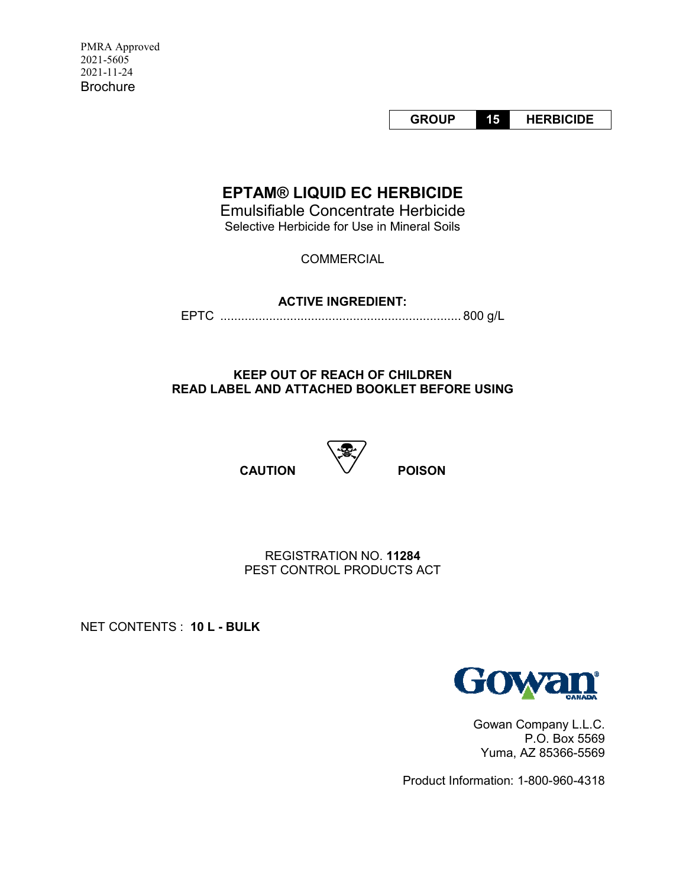PMRA Approved
2021-5605
2021-11-24
Brochure

| GROUP | 15 | HERBICIDE |
|---|---|---|

# EPTAM® LIQUID EC HERBICIDE

## Emulsifiable Concentrate Herbicide

Selective Herbicide for Use in Mineral Soils

COMMERCIAL

**ACTIVE INGREDIENT:**

EPTC ..................................................................... 800 g/L

**KEEP OUT OF REACH OF CHILDREN**
**READ LABEL AND ATTACHED BOOKLET BEFORE USING**

**CAUTION** **POISON**

REGISTRATION NO. **11284**
PEST CONTROL PRODUCTS ACT

NET CONTENTS : **10 L - BULK**

Gowan CANADA

Gowan Company L.L.C.
P.O. Box 5569
Yuma, AZ 85366-5569

Product Information: 1-800-960-4318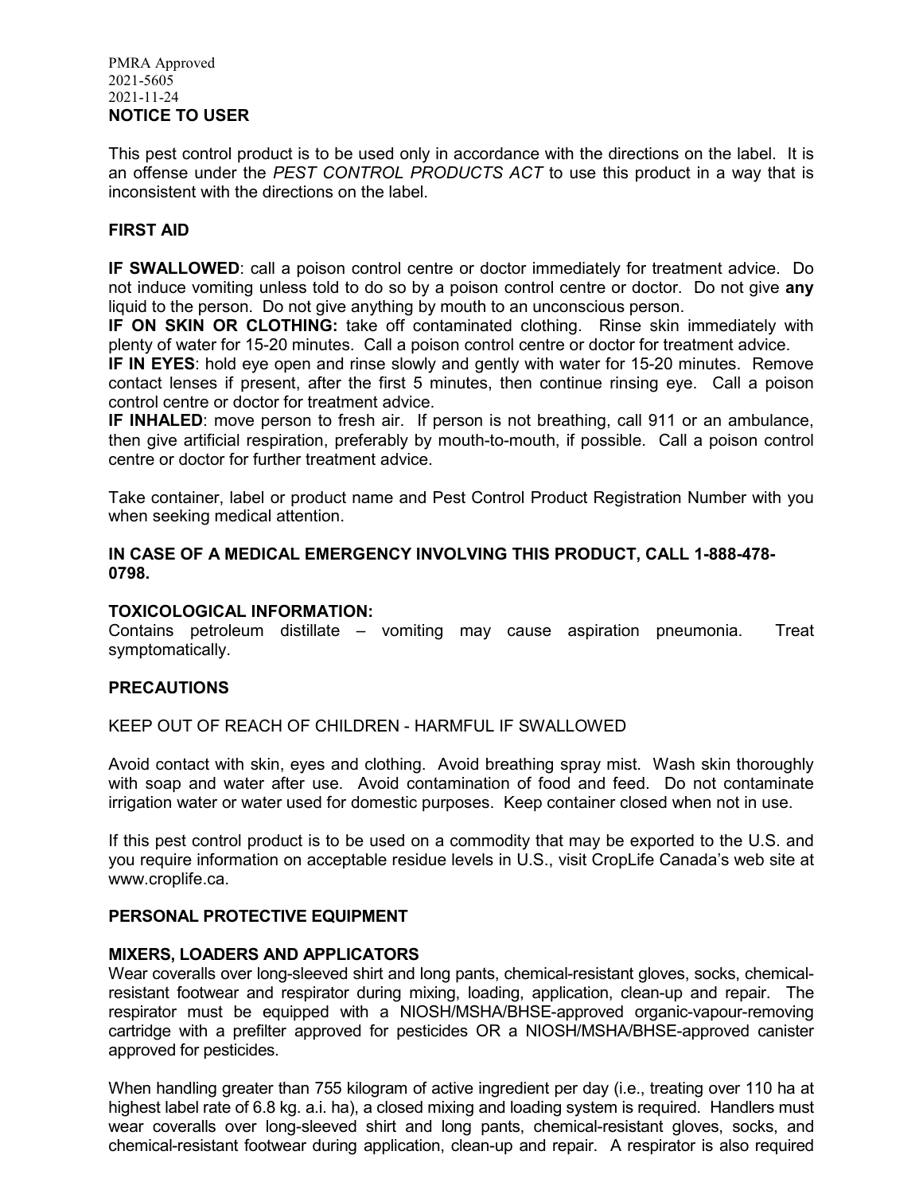PMRA Approved
2021-5605
2021-11-24

**NOTICE TO USER**

This pest control product is to be used only in accordance with the directions on the label. It is an offense under the *PEST CONTROL PRODUCTS ACT* to use this product in a way that is inconsistent with the directions on the label.

## FIRST AID

**IF SWALLOWED**: call a poison control centre or doctor immediately for treatment advice. Do not induce vomiting unless told to do so by a poison control centre or doctor. Do not give **any** liquid to the person. Do not give anything by mouth to an unconscious person.
**IF ON SKIN OR CLOTHING:** take off contaminated clothing. Rinse skin immediately with plenty of water for 15-20 minutes. Call a poison control centre or doctor for treatment advice.
**IF IN EYES**: hold eye open and rinse slowly and gently with water for 15-20 minutes. Remove contact lenses if present, after the first 5 minutes, then continue rinsing eye. Call a poison control centre or doctor for treatment advice.
**IF INHALED**: move person to fresh air. If person is not breathing, call 911 or an ambulance, then give artificial respiration, preferably by mouth-to-mouth, if possible. Call a poison control centre or doctor for further treatment advice.

Take container, label or product name and Pest Control Product Registration Number with you when seeking medical attention.

**IN CASE OF A MEDICAL EMERGENCY INVOLVING THIS PRODUCT, CALL 1-888-478-0798.**

## TOXICOLOGICAL INFORMATION:

Contains petroleum distillate – vomiting may cause aspiration pneumonia. Treat symptomatically.

## PRECAUTIONS

KEEP OUT OF REACH OF CHILDREN - HARMFUL IF SWALLOWED

Avoid contact with skin, eyes and clothing. Avoid breathing spray mist. Wash skin thoroughly with soap and water after use. Avoid contamination of food and feed. Do not contaminate irrigation water or water used for domestic purposes. Keep container closed when not in use.

If this pest control product is to be used on a commodity that may be exported to the U.S. and you require information on acceptable residue levels in U.S., visit CropLife Canada's web site at www.croplife.ca.

## PERSONAL PROTECTIVE EQUIPMENT

### MIXERS, LOADERS AND APPLICATORS

Wear coveralls over long-sleeved shirt and long pants, chemical-resistant gloves, socks, chemical-resistant footwear and respirator during mixing, loading, application, clean-up and repair. The respirator must be equipped with a NIOSH/MSHA/BHSE-approved organic-vapour-removing cartridge with a prefilter approved for pesticides OR a NIOSH/MSHA/BHSE-approved canister approved for pesticides.

When handling greater than 755 kilogram of active ingredient per day (i.e., treating over 110 ha at highest label rate of 6.8 kg. a.i. ha), a closed mixing and loading system is required. Handlers must wear coveralls over long-sleeved shirt and long pants, chemical-resistant gloves, socks, and chemical-resistant footwear during application, clean-up and repair. A respirator is also required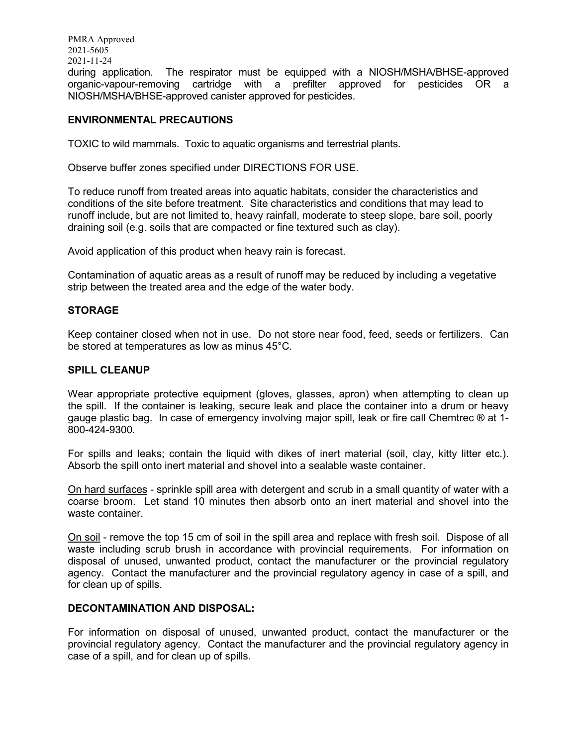during application. The respirator must be equipped with a NIOSH/MSHA/BHSE-approved organic-vapour-removing cartridge with a prefilter approved for pesticides OR a NIOSH/MSHA/BHSE-approved canister approved for pesticides.

## ENVIRONMENTAL PRECAUTIONS

TOXIC to wild mammals. Toxic to aquatic organisms and terrestrial plants.

Observe buffer zones specified under DIRECTIONS FOR USE.

To reduce runoff from treated areas into aquatic habitats, consider the characteristics and conditions of the site before treatment. Site characteristics and conditions that may lead to runoff include, but are not limited to, heavy rainfall, moderate to steep slope, bare soil, poorly draining soil (e.g. soils that are compacted or fine textured such as clay).

Avoid application of this product when heavy rain is forecast.

Contamination of aquatic areas as a result of runoff may be reduced by including a vegetative strip between the treated area and the edge of the water body.

## STORAGE

Keep container closed when not in use. Do not store near food, feed, seeds or fertilizers. Can be stored at temperatures as low as minus 45°C.

## SPILL CLEANUP

Wear appropriate protective equipment (gloves, glasses, apron) when attempting to clean up the spill. If the container is leaking, secure leak and place the container into a drum or heavy gauge plastic bag. In case of emergency involving major spill, leak or fire call Chemtrec ® at 1-800-424-9300.

For spills and leaks; contain the liquid with dikes of inert material (soil, clay, kitty litter etc.). Absorb the spill onto inert material and shovel into a sealable waste container.

<u>On hard surfaces</u> - sprinkle spill area with detergent and scrub in a small quantity of water with a coarse broom. Let stand 10 minutes then absorb onto an inert material and shovel into the waste container.

<u>On soil</u> - remove the top 15 cm of soil in the spill area and replace with fresh soil. Dispose of all waste including scrub brush in accordance with provincial requirements. For information on disposal of unused, unwanted product, contact the manufacturer or the provincial regulatory agency. Contact the manufacturer and the provincial regulatory agency in case of a spill, and for clean up of spills.

## DECONTAMINATION AND DISPOSAL:

For information on disposal of unused, unwanted product, contact the manufacturer or the provincial regulatory agency. Contact the manufacturer and the provincial regulatory agency in case of a spill, and for clean up of spills.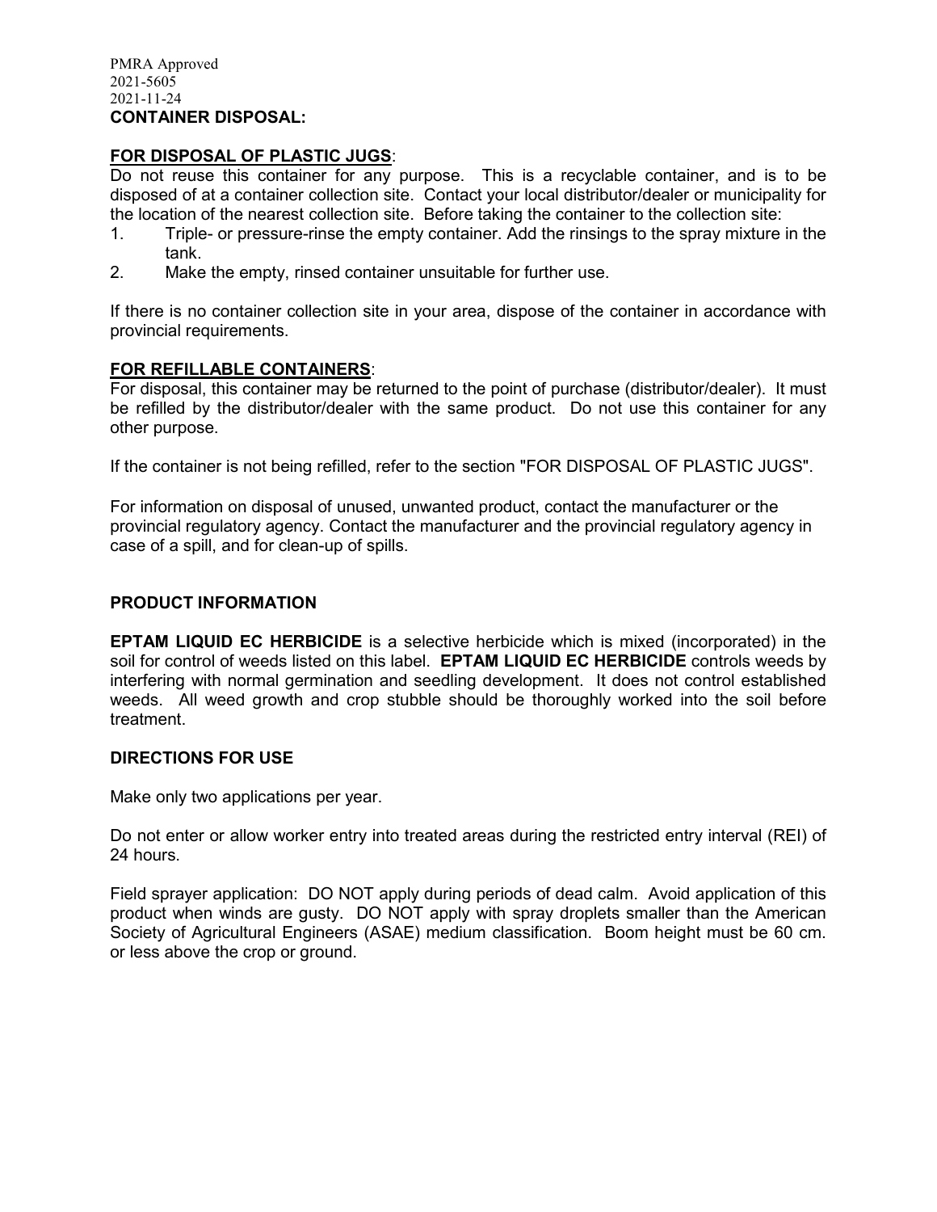PMRA Approved
2021-5605
2021-11-24

**CONTAINER DISPOSAL:**

**FOR DISPOSAL OF PLASTIC JUGS**:

Do not reuse this container for any purpose. This is a recyclable container, and is to be disposed of at a container collection site. Contact your local distributor/dealer or municipality for the location of the nearest collection site. Before taking the container to the collection site:

1. Triple- or pressure-rinse the empty container. Add the rinsings to the spray mixture in the tank.
2. Make the empty, rinsed container unsuitable for further use.

If there is no container collection site in your area, dispose of the container in accordance with provincial requirements.

**FOR REFILLABLE CONTAINERS**:

For disposal, this container may be returned to the point of purchase (distributor/dealer). It must be refilled by the distributor/dealer with the same product. Do not use this container for any other purpose.

If the container is not being refilled, refer to the section "FOR DISPOSAL OF PLASTIC JUGS".

For information on disposal of unused, unwanted product, contact the manufacturer or the provincial regulatory agency. Contact the manufacturer and the provincial regulatory agency in case of a spill, and for clean-up of spills.

## PRODUCT INFORMATION

**EPTAM LIQUID EC HERBICIDE** is a selective herbicide which is mixed (incorporated) in the soil for control of weeds listed on this label. **EPTAM LIQUID EC HERBICIDE** controls weeds by interfering with normal germination and seedling development. It does not control established weeds. All weed growth and crop stubble should be thoroughly worked into the soil before treatment.

## DIRECTIONS FOR USE

Make only two applications per year.

Do not enter or allow worker entry into treated areas during the restricted entry interval (REI) of 24 hours.

Field sprayer application: DO NOT apply during periods of dead calm. Avoid application of this product when winds are gusty. DO NOT apply with spray droplets smaller than the American Society of Agricultural Engineers (ASAE) medium classification. Boom height must be 60 cm. or less above the crop or ground.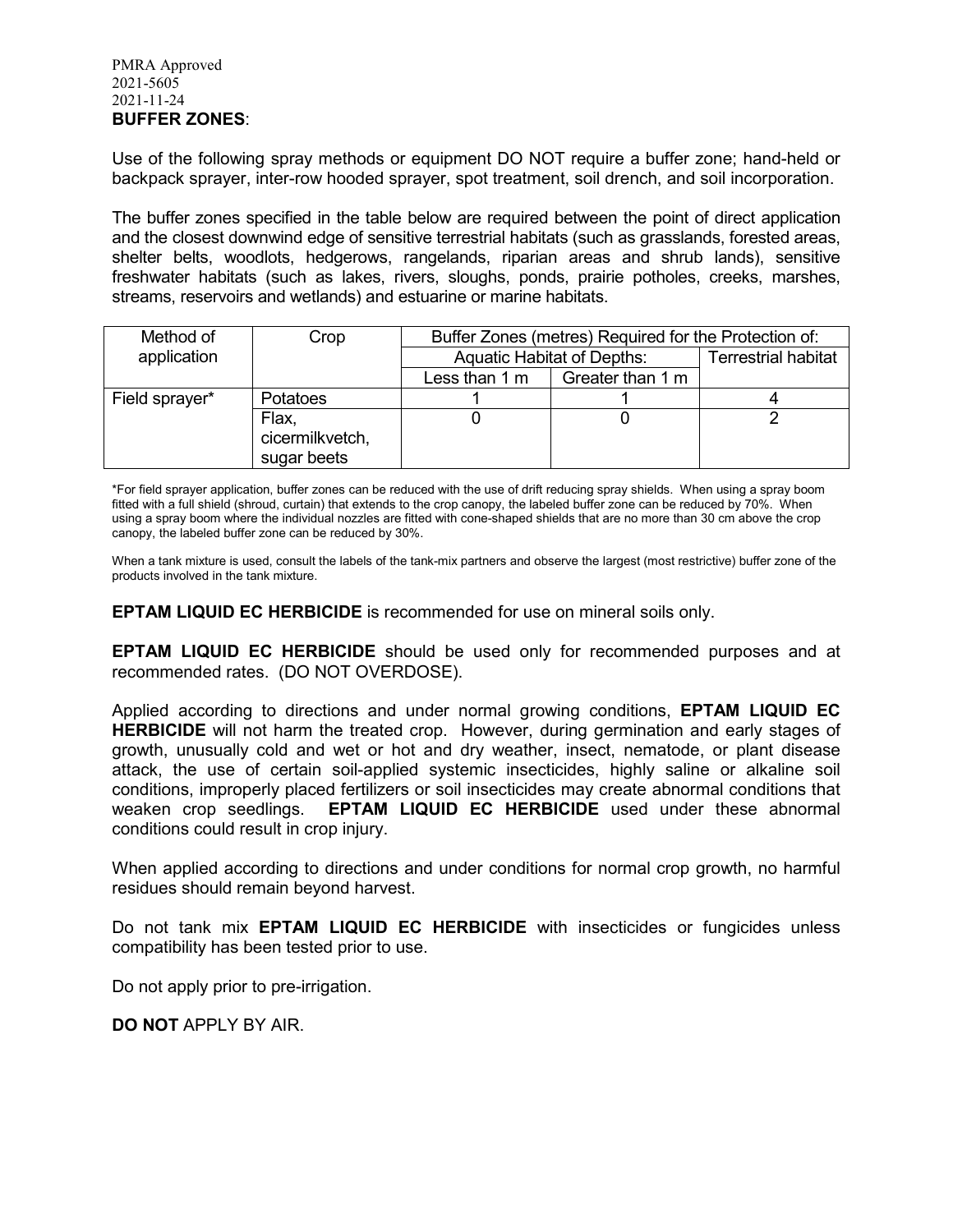PMRA Approved
2021-5605
2021-11-24

**BUFFER ZONES**:

Use of the following spray methods or equipment DO NOT require a buffer zone; hand-held or backpack sprayer, inter-row hooded sprayer, spot treatment, soil drench, and soil incorporation.

The buffer zones specified in the table below are required between the point of direct application and the closest downwind edge of sensitive terrestrial habitats (such as grasslands, forested areas, shelter belts, woodlots, hedgerows, rangelands, riparian areas and shrub lands), sensitive freshwater habitats (such as lakes, rivers, sloughs, ponds, prairie potholes, creeks, marshes, streams, reservoirs and wetlands) and estuarine or marine habitats.

| Method of application | Crop | Buffer Zones (metres) Required for the Protection of: | | |
|---|---|---|---|---|
| | | Aquatic Habitat of Depths: | | Terrestrial habitat |
| | | Less than 1 m | Greater than 1 m | |
| Field sprayer* | Potatoes | 1 | 1 | 4 |
| | Flax, cicermilkvetch, sugar beets | 0 | 0 | 2 |

*For field sprayer application, buffer zones can be reduced with the use of drift reducing spray shields. When using a spray boom fitted with a full shield (shroud, curtain) that extends to the crop canopy, the labeled buffer zone can be reduced by 70%. When using a spray boom where the individual nozzles are fitted with cone-shaped shields that are no more than 30 cm above the crop canopy, the labeled buffer zone can be reduced by 30%.

When a tank mixture is used, consult the labels of the tank-mix partners and observe the largest (most restrictive) buffer zone of the products involved in the tank mixture.

**EPTAM LIQUID EC HERBICIDE** is recommended for use on mineral soils only.

**EPTAM LIQUID EC HERBICIDE** should be used only for recommended purposes and at recommended rates. (DO NOT OVERDOSE).

Applied according to directions and under normal growing conditions, **EPTAM LIQUID EC HERBICIDE** will not harm the treated crop. However, during germination and early stages of growth, unusually cold and wet or hot and dry weather, insect, nematode, or plant disease attack, the use of certain soil-applied systemic insecticides, highly saline or alkaline soil conditions, improperly placed fertilizers or soil insecticides may create abnormal conditions that weaken crop seedlings. **EPTAM LIQUID EC HERBICIDE** used under these abnormal conditions could result in crop injury.

When applied according to directions and under conditions for normal crop growth, no harmful residues should remain beyond harvest.

Do not tank mix **EPTAM LIQUID EC HERBICIDE** with insecticides or fungicides unless compatibility has been tested prior to use.

Do not apply prior to pre-irrigation.

**DO NOT** APPLY BY AIR.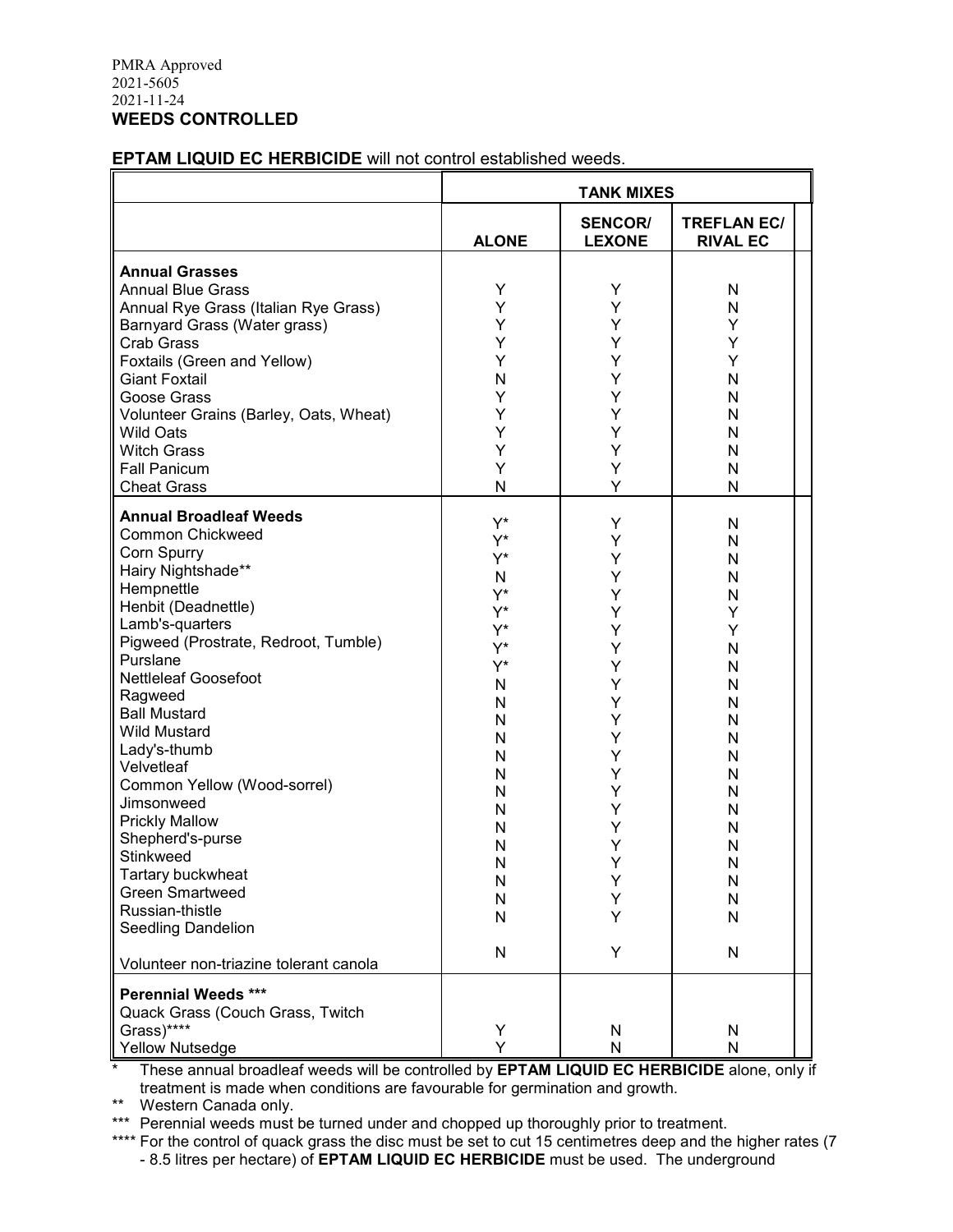**WEEDS CONTROLLED**

**EPTAM LIQUID EC HERBICIDE** will not control established weeds.

| | | TANK MIXES | |
|---|---|---|---|
| | **ALONE** | **SENCOR/ LEXONE** | **TREFLAN EC/ RIVAL EC** |
| **Annual Grasses** | | | |
| Annual Blue Grass | Y | Y | N |
| Annual Rye Grass (Italian Rye Grass) | Y | Y | N |
| Barnyard Grass (Water grass) | Y | Y | Y |
| Crab Grass | Y | Y | Y |
| Foxtails (Green and Yellow) | Y | Y | Y |
| Giant Foxtail | N | Y | N |
| Goose Grass | Y | Y | N |
| Volunteer Grains (Barley, Oats, Wheat) | Y | Y | N |
| Wild Oats | Y | Y | N |
| Witch Grass | Y | Y | N |
| Fall Panicum | Y | Y | N |
| Cheat Grass | N | Y | N |
| **Annual Broadleaf Weeds** | | | |
| Common Chickweed | Y* | Y | N |
| Corn Spurry | Y* | Y | N |
| Hairy Nightshade** | Y* | Y | N |
| Hempnettle | N | Y | N |
| Henbit (Deadnettle) | Y* | Y | N |
| Lamb's-quarters | Y* | Y | Y |
| Pigweed (Prostrate, Redroot, Tumble) | Y* | Y | Y |
| Purslane | Y* | Y | N |
| Nettleleaf Goosefoot | Y* | Y | N |
| Ragweed | N | Y | N |
| Ball Mustard | N | Y | N |
| Wild Mustard | N | Y | N |
| Lady's-thumb | N | Y | N |
| Velvetleaf | N | Y | N |
| Common Yellow (Wood-sorrel) | N | Y | N |
| Jimsonweed | N | Y | N |
| Prickly Mallow | N | Y | N |
| Shepherd's-purse | N | Y | N |
| Stinkweed | N | Y | N |
| Tartary buckwheat | N | Y | N |
| Green Smartweed | N | Y | N |
| Russian-thistle | N | Y | N |
| Seedling Dandelion | N | Y | N |
| Volunteer non-triazine tolerant canola | N | Y | N |
| **Perennial Weeds *** ** | | | |
| Quack Grass (Couch Grass, Twitch Grass)**** | Y | N | N |
| Yellow Nutsedge | Y | N | N |

\* These annual broadleaf weeds will be controlled by **EPTAM LIQUID EC HERBICIDE** alone, only if treatment is made when conditions are favourable for germination and growth.

** Western Canada only.

*** Perennial weeds must be turned under and chopped up thoroughly prior to treatment.

**** For the control of quack grass the disc must be set to cut 15 centimetres deep and the higher rates (7 - 8.5 litres per hectare) of **EPTAM LIQUID EC HERBICIDE** must be used. The underground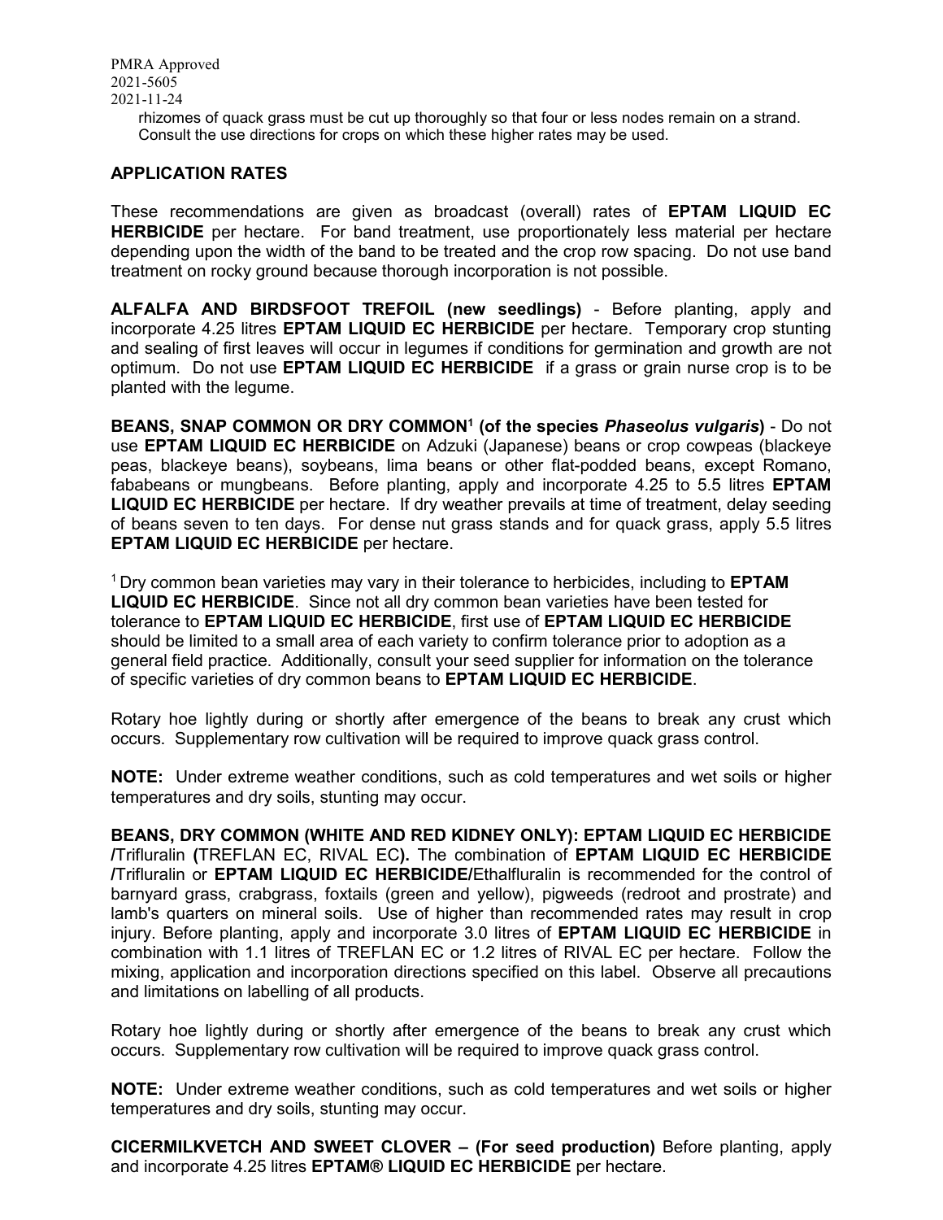rhizomes of quack grass must be cut up thoroughly so that four or less nodes remain on a strand. Consult the use directions for crops on which these higher rates may be used.

## APPLICATION RATES

These recommendations are given as broadcast (overall) rates of **EPTAM LIQUID EC HERBICIDE** per hectare. For band treatment, use proportionately less material per hectare depending upon the width of the band to be treated and the crop row spacing. Do not use band treatment on rocky ground because thorough incorporation is not possible.

**ALFALFA AND BIRDSFOOT TREFOIL (new seedlings)** - Before planting, apply and incorporate 4.25 litres **EPTAM LIQUID EC HERBICIDE** per hectare. Temporary crop stunting and sealing of first leaves will occur in legumes if conditions for germination and growth are not optimum. Do not use **EPTAM LIQUID EC HERBICIDE** if a grass or grain nurse crop is to be planted with the legume.

**BEANS, SNAP COMMON OR DRY COMMON[1] (of the species *Phaseolus vulgaris*)** - Do not use **EPTAM LIQUID EC HERBICIDE** on Adzuki (Japanese) beans or crop cowpeas (blackeye peas, blackeye beans), soybeans, lima beans or other flat-podded beans, except Romano, fababeans or mungbeans. Before planting, apply and incorporate 4.25 to 5.5 litres **EPTAM LIQUID EC HERBICIDE** per hectare. If dry weather prevails at time of treatment, delay seeding of beans seven to ten days. For dense nut grass stands and for quack grass, apply 5.5 litres **EPTAM LIQUID EC HERBICIDE** per hectare.

[1] Dry common bean varieties may vary in their tolerance to herbicides, including to **EPTAM LIQUID EC HERBICIDE**. Since not all dry common bean varieties have been tested for tolerance to **EPTAM LIQUID EC HERBICIDE**, first use of **EPTAM LIQUID EC HERBICIDE** should be limited to a small area of each variety to confirm tolerance prior to adoption as a general field practice. Additionally, consult your seed supplier for information on the tolerance of specific varieties of dry common beans to **EPTAM LIQUID EC HERBICIDE**.

Rotary hoe lightly during or shortly after emergence of the beans to break any crust which occurs. Supplementary row cultivation will be required to improve quack grass control.

**NOTE:** Under extreme weather conditions, such as cold temperatures and wet soils or higher temperatures and dry soils, stunting may occur.

**BEANS, DRY COMMON (WHITE AND RED KIDNEY ONLY): EPTAM LIQUID EC HERBICIDE /**Trifluralin **(**TREFLAN EC, RIVAL EC**).** The combination of **EPTAM LIQUID EC HERBICIDE /**Trifluralin or **EPTAM LIQUID EC HERBICIDE/**Ethalfluralin is recommended for the control of barnyard grass, crabgrass, foxtails (green and yellow), pigweeds (redroot and prostrate) and lamb's quarters on mineral soils. Use of higher than recommended rates may result in crop injury. Before planting, apply and incorporate 3.0 litres of **EPTAM LIQUID EC HERBICIDE** in combination with 1.1 litres of TREFLAN EC or 1.2 litres of RIVAL EC per hectare. Follow the mixing, application and incorporation directions specified on this label. Observe all precautions and limitations on labelling of all products.

Rotary hoe lightly during or shortly after emergence of the beans to break any crust which occurs. Supplementary row cultivation will be required to improve quack grass control.

**NOTE:** Under extreme weather conditions, such as cold temperatures and wet soils or higher temperatures and dry soils, stunting may occur.

**CICERMILKVETCH AND SWEET CLOVER – (For seed production)** Before planting, apply and incorporate 4.25 litres **EPTAM® LIQUID EC HERBICIDE** per hectare.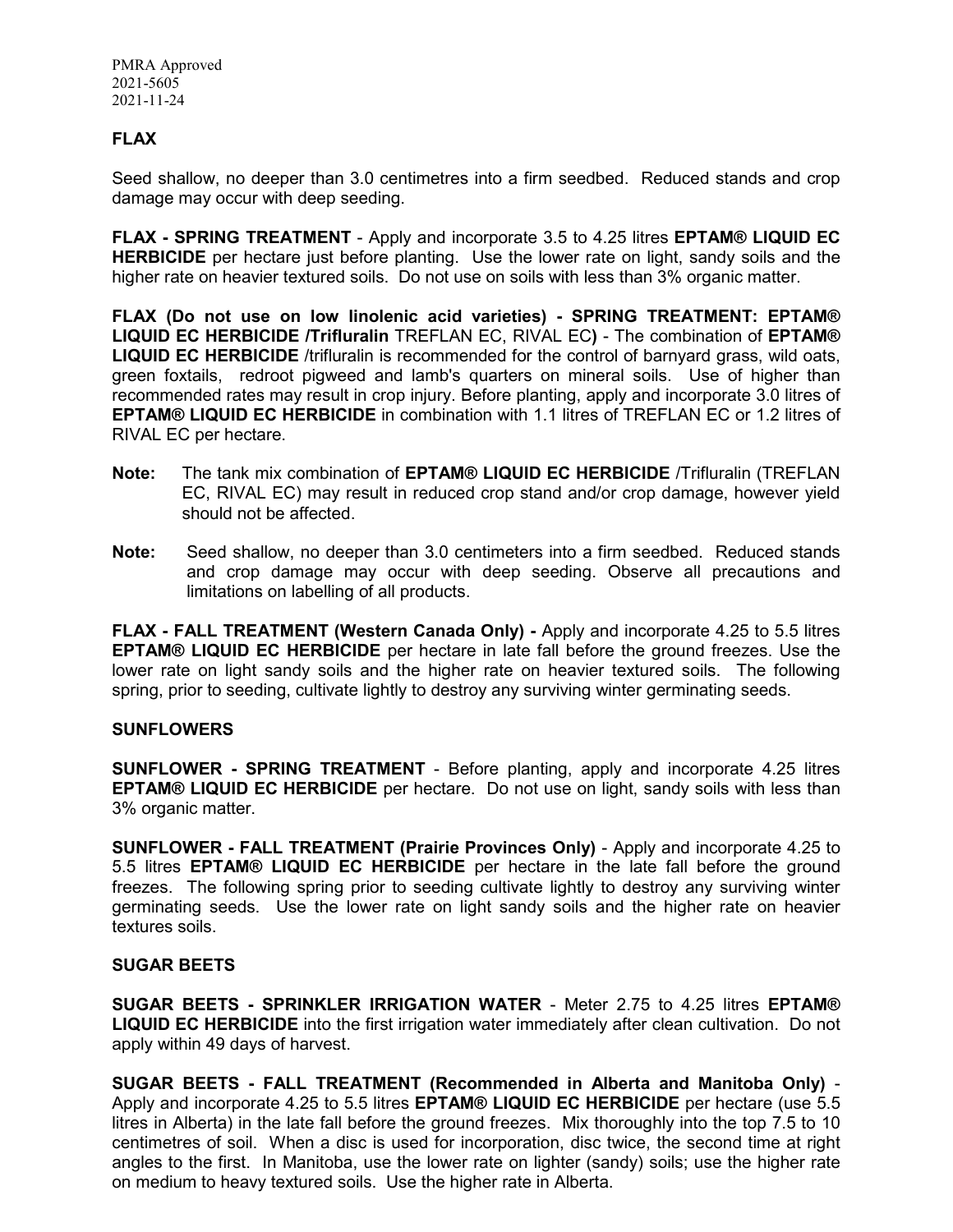## FLAX

Seed shallow, no deeper than 3.0 centimetres into a firm seedbed. Reduced stands and crop damage may occur with deep seeding.

**FLAX - SPRING TREATMENT** - Apply and incorporate 3.5 to 4.25 litres **EPTAM® LIQUID EC HERBICIDE** per hectare just before planting. Use the lower rate on light, sandy soils and the higher rate on heavier textured soils. Do not use on soils with less than 3% organic matter.

**FLAX (Do not use on low linolenic acid varieties) - SPRING TREATMENT: EPTAM® LIQUID EC HERBICIDE /Trifluralin** TREFLAN EC, RIVAL EC**)** - The combination of **EPTAM® LIQUID EC HERBICIDE** /trifluralin is recommended for the control of barnyard grass, wild oats, green foxtails, redroot pigweed and lamb's quarters on mineral soils. Use of higher than recommended rates may result in crop injury. Before planting, apply and incorporate 3.0 litres of **EPTAM® LIQUID EC HERBICIDE** in combination with 1.1 litres of TREFLAN EC or 1.2 litres of RIVAL EC per hectare.

**Note:** The tank mix combination of **EPTAM® LIQUID EC HERBICIDE** /Trifluralin (TREFLAN EC, RIVAL EC) may result in reduced crop stand and/or crop damage, however yield should not be affected.

**Note:** Seed shallow, no deeper than 3.0 centimeters into a firm seedbed. Reduced stands and crop damage may occur with deep seeding. Observe all precautions and limitations on labelling of all products.

**FLAX - FALL TREATMENT (Western Canada Only) -** Apply and incorporate 4.25 to 5.5 litres **EPTAM® LIQUID EC HERBICIDE** per hectare in late fall before the ground freezes. Use the lower rate on light sandy soils and the higher rate on heavier textured soils. The following spring, prior to seeding, cultivate lightly to destroy any surviving winter germinating seeds.

## SUNFLOWERS

**SUNFLOWER - SPRING TREATMENT** - Before planting, apply and incorporate 4.25 litres **EPTAM® LIQUID EC HERBICIDE** per hectare. Do not use on light, sandy soils with less than 3% organic matter.

**SUNFLOWER - FALL TREATMENT (Prairie Provinces Only)** - Apply and incorporate 4.25 to 5.5 litres **EPTAM® LIQUID EC HERBICIDE** per hectare in the late fall before the ground freezes. The following spring prior to seeding cultivate lightly to destroy any surviving winter germinating seeds. Use the lower rate on light sandy soils and the higher rate on heavier textures soils.

## SUGAR BEETS

**SUGAR BEETS - SPRINKLER IRRIGATION WATER** - Meter 2.75 to 4.25 litres **EPTAM® LIQUID EC HERBICIDE** into the first irrigation water immediately after clean cultivation. Do not apply within 49 days of harvest.

**SUGAR BEETS - FALL TREATMENT (Recommended in Alberta and Manitoba Only)** - Apply and incorporate 4.25 to 5.5 litres **EPTAM® LIQUID EC HERBICIDE** per hectare (use 5.5 litres in Alberta) in the late fall before the ground freezes. Mix thoroughly into the top 7.5 to 10 centimetres of soil. When a disc is used for incorporation, disc twice, the second time at right angles to the first. In Manitoba, use the lower rate on lighter (sandy) soils; use the higher rate on medium to heavy textured soils. Use the higher rate in Alberta.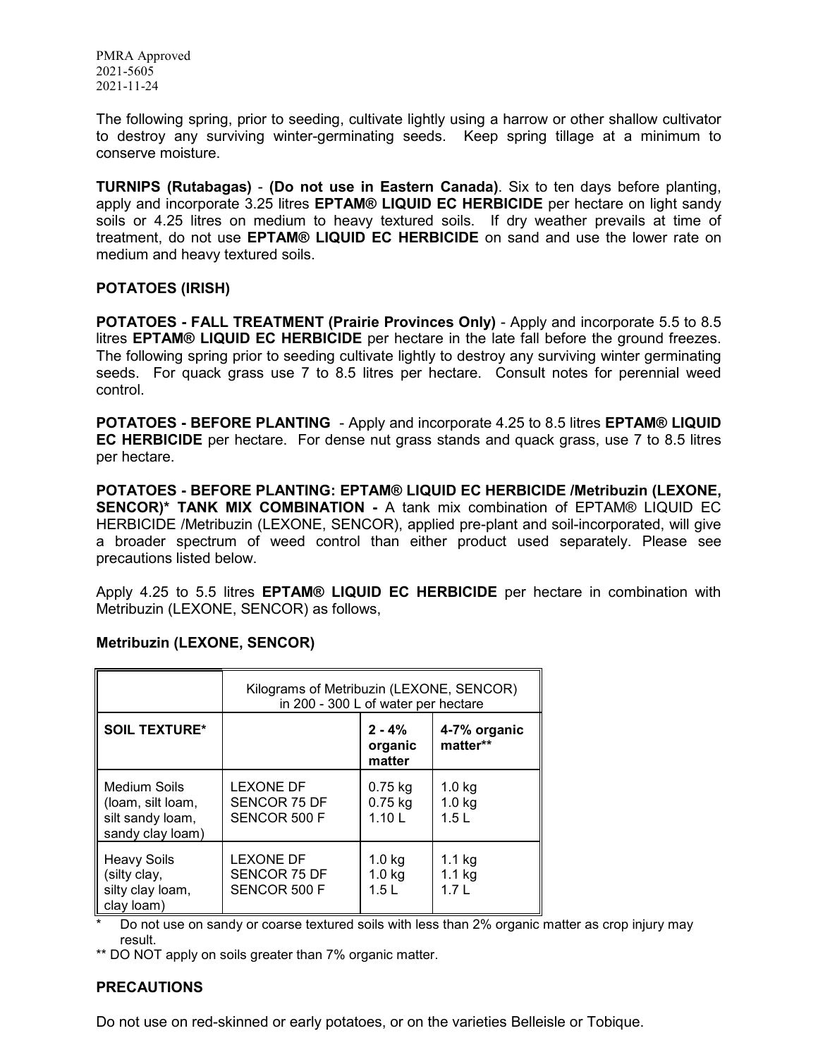The following spring, prior to seeding, cultivate lightly using a harrow or other shallow cultivator to destroy any surviving winter-germinating seeds. Keep spring tillage at a minimum to conserve moisture.

**TURNIPS (Rutabagas)** - **(Do not use in Eastern Canada)**. Six to ten days before planting, apply and incorporate 3.25 litres **EPTAM® LIQUID EC HERBICIDE** per hectare on light sandy soils or 4.25 litres on medium to heavy textured soils. If dry weather prevails at time of treatment, do not use **EPTAM® LIQUID EC HERBICIDE** on sand and use the lower rate on medium and heavy textured soils.

**POTATOES (IRISH)**

**POTATOES - FALL TREATMENT (Prairie Provinces Only)** - Apply and incorporate 5.5 to 8.5 litres **EPTAM® LIQUID EC HERBICIDE** per hectare in the late fall before the ground freezes. The following spring prior to seeding cultivate lightly to destroy any surviving winter germinating seeds. For quack grass use 7 to 8.5 litres per hectare. Consult notes for perennial weed control.

**POTATOES - BEFORE PLANTING** - Apply and incorporate 4.25 to 8.5 litres **EPTAM® LIQUID EC HERBICIDE** per hectare. For dense nut grass stands and quack grass, use 7 to 8.5 litres per hectare.

**POTATOES - BEFORE PLANTING: EPTAM® LIQUID EC HERBICIDE /Metribuzin (LEXONE, SENCOR)* TANK MIX COMBINATION -** A tank mix combination of EPTAM® LIQUID EC HERBICIDE /Metribuzin (LEXONE, SENCOR), applied pre-plant and soil-incorporated, will give a broader spectrum of weed control than either product used separately. Please see precautions listed below.

Apply 4.25 to 5.5 litres **EPTAM® LIQUID EC HERBICIDE** per hectare in combination with Metribuzin (LEXONE, SENCOR) as follows,

**Metribuzin (LEXONE, SENCOR)**

| | Kilograms of Metribuzin (LEXONE, SENCOR) in 200 - 300 L of water per hectare | | |
|---|---|---|---|
| **SOIL TEXTURE*** | | **2 - 4% organic matter** | **4-7% organic matter**** |
| Medium Soils (loam, silt loam, silt sandy loam, sandy clay loam) | LEXONE DF<br>SENCOR 75 DF<br>SENCOR 500 F | 0.75 kg<br>0.75 kg<br>1.10 L | 1.0 kg<br>1.0 kg<br>1.5 L |
| Heavy Soils (silty clay, silty clay loam, clay loam) | LEXONE DF<br>SENCOR 75 DF<br>SENCOR 500 F | 1.0 kg<br>1.0 kg<br>1.5 L | 1.1 kg<br>1.1 kg<br>1.7 L |

\* Do not use on sandy or coarse textured soils with less than 2% organic matter as crop injury may result.

** DO NOT apply on soils greater than 7% organic matter.

**PRECAUTIONS**

Do not use on red-skinned or early potatoes, or on the varieties Belleisle or Tobique.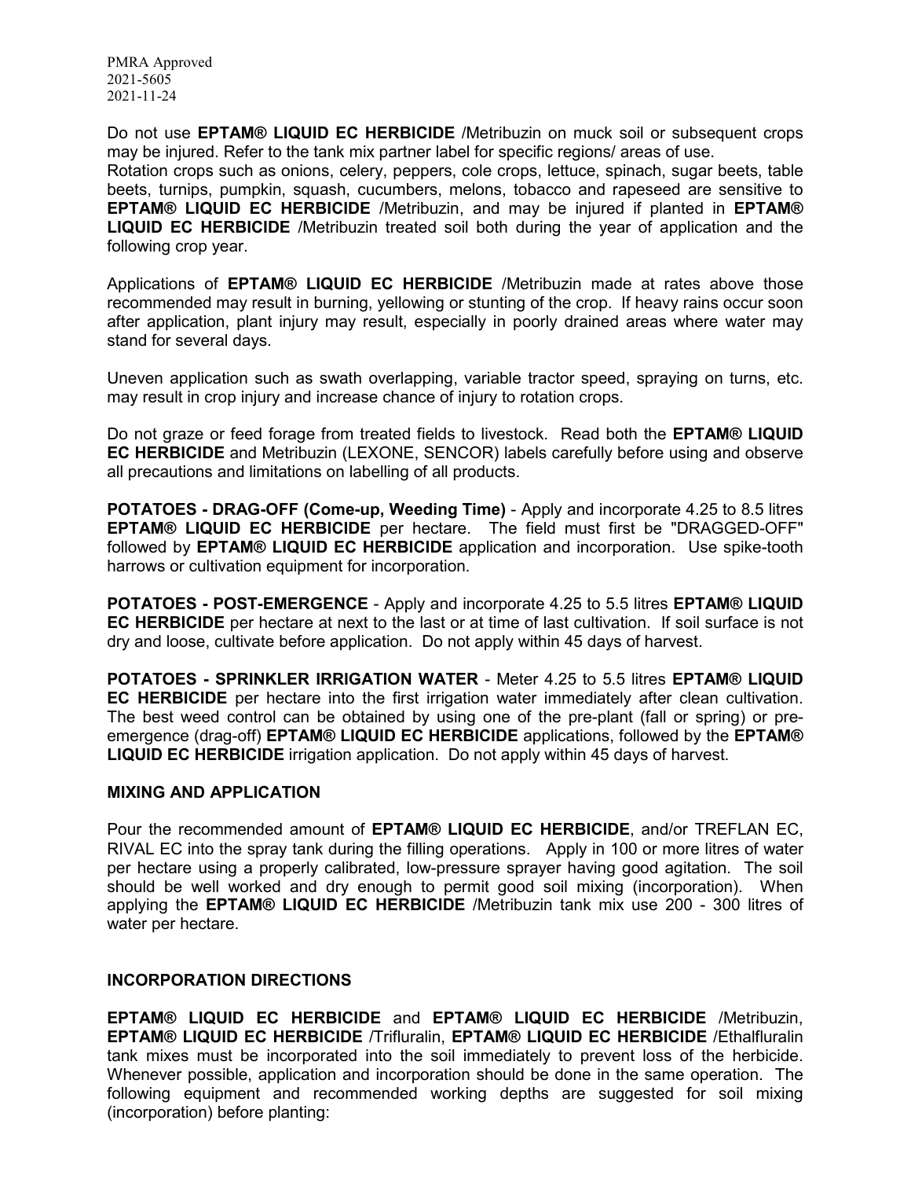Do not use **EPTAM® LIQUID EC HERBICIDE** /Metribuzin on muck soil or subsequent crops may be injured. Refer to the tank mix partner label for specific regions/ areas of use.
Rotation crops such as onions, celery, peppers, cole crops, lettuce, spinach, sugar beets, table beets, turnips, pumpkin, squash, cucumbers, melons, tobacco and rapeseed are sensitive to **EPTAM® LIQUID EC HERBICIDE** /Metribuzin, and may be injured if planted in **EPTAM® LIQUID EC HERBICIDE** /Metribuzin treated soil both during the year of application and the following crop year.

Applications of **EPTAM® LIQUID EC HERBICIDE** /Metribuzin made at rates above those recommended may result in burning, yellowing or stunting of the crop. If heavy rains occur soon after application, plant injury may result, especially in poorly drained areas where water may stand for several days.

Uneven application such as swath overlapping, variable tractor speed, spraying on turns, etc. may result in crop injury and increase chance of injury to rotation crops.

Do not graze or feed forage from treated fields to livestock. Read both the **EPTAM® LIQUID EC HERBICIDE** and Metribuzin (LEXONE, SENCOR) labels carefully before using and observe all precautions and limitations on labelling of all products.

**POTATOES - DRAG-OFF (Come-up, Weeding Time)** - Apply and incorporate 4.25 to 8.5 litres **EPTAM® LIQUID EC HERBICIDE** per hectare. The field must first be "DRAGGED-OFF" followed by **EPTAM® LIQUID EC HERBICIDE** application and incorporation. Use spike-tooth harrows or cultivation equipment for incorporation.

**POTATOES - POST-EMERGENCE** - Apply and incorporate 4.25 to 5.5 litres **EPTAM® LIQUID EC HERBICIDE** per hectare at next to the last or at time of last cultivation. If soil surface is not dry and loose, cultivate before application. Do not apply within 45 days of harvest.

**POTATOES - SPRINKLER IRRIGATION WATER** - Meter 4.25 to 5.5 litres **EPTAM® LIQUID EC HERBICIDE** per hectare into the first irrigation water immediately after clean cultivation. The best weed control can be obtained by using one of the pre-plant (fall or spring) or pre-emergence (drag-off) **EPTAM® LIQUID EC HERBICIDE** applications, followed by the **EPTAM® LIQUID EC HERBICIDE** irrigation application. Do not apply within 45 days of harvest.

## MIXING AND APPLICATION

Pour the recommended amount of **EPTAM® LIQUID EC HERBICIDE**, and/or TREFLAN EC, RIVAL EC into the spray tank during the filling operations. Apply in 100 or more litres of water per hectare using a properly calibrated, low-pressure sprayer having good agitation. The soil should be well worked and dry enough to permit good soil mixing (incorporation). When applying the **EPTAM® LIQUID EC HERBICIDE** /Metribuzin tank mix use 200 - 300 litres of water per hectare.

## INCORPORATION DIRECTIONS

**EPTAM® LIQUID EC HERBICIDE** and **EPTAM® LIQUID EC HERBICIDE** /Metribuzin, **EPTAM® LIQUID EC HERBICIDE** /Trifluralin, **EPTAM® LIQUID EC HERBICIDE** /Ethalfluralin tank mixes must be incorporated into the soil immediately to prevent loss of the herbicide. Whenever possible, application and incorporation should be done in the same operation. The following equipment and recommended working depths are suggested for soil mixing (incorporation) before planting: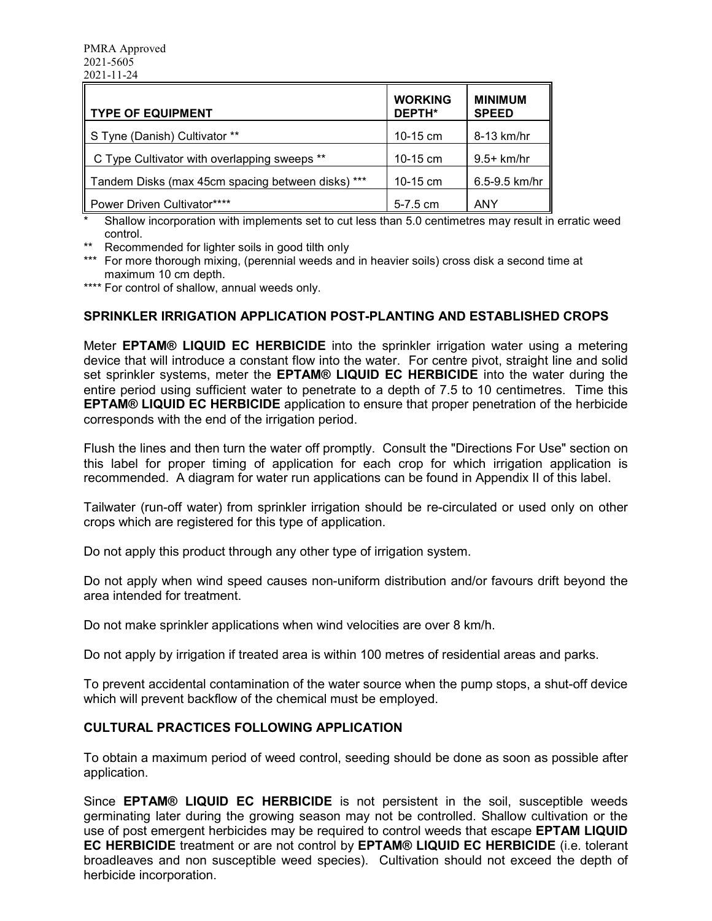PMRA Approved
2021-5605
2021-11-24

| TYPE OF EQUIPMENT | WORKING DEPTH* | MINIMUM SPEED |
|---|---|---|
| S Tyne (Danish) Cultivator ** | 10-15 cm | 8-13 km/hr |
| C Type Cultivator with overlapping sweeps ** | 10-15 cm | 9.5+ km/hr |
| Tandem Disks (max 45cm spacing between disks) *** | 10-15 cm | 6.5-9.5 km/hr |
| Power Driven Cultivator**** | 5-7.5 cm | ANY |

\* Shallow incorporation with implements set to cut less than 5.0 centimetres may result in erratic weed control.

** Recommended for lighter soils in good tilth only

*** For more thorough mixing, (perennial weeds and in heavier soils) cross disk a second time at maximum 10 cm depth.

**** For control of shallow, annual weeds only.

## SPRINKLER IRRIGATION APPLICATION POST-PLANTING AND ESTABLISHED CROPS

Meter **EPTAM® LIQUID EC HERBICIDE** into the sprinkler irrigation water using a metering device that will introduce a constant flow into the water. For centre pivot, straight line and solid set sprinkler systems, meter the **EPTAM® LIQUID EC HERBICIDE** into the water during the entire period using sufficient water to penetrate to a depth of 7.5 to 10 centimetres. Time this **EPTAM® LIQUID EC HERBICIDE** application to ensure that proper penetration of the herbicide corresponds with the end of the irrigation period.

Flush the lines and then turn the water off promptly. Consult the "Directions For Use" section on this label for proper timing of application for each crop for which irrigation application is recommended. A diagram for water run applications can be found in Appendix II of this label.

Tailwater (run-off water) from sprinkler irrigation should be re-circulated or used only on other crops which are registered for this type of application.

Do not apply this product through any other type of irrigation system.

Do not apply when wind speed causes non-uniform distribution and/or favours drift beyond the area intended for treatment.

Do not make sprinkler applications when wind velocities are over 8 km/h.

Do not apply by irrigation if treated area is within 100 metres of residential areas and parks.

To prevent accidental contamination of the water source when the pump stops, a shut-off device which will prevent backflow of the chemical must be employed.

## CULTURAL PRACTICES FOLLOWING APPLICATION

To obtain a maximum period of weed control, seeding should be done as soon as possible after application.

Since **EPTAM® LIQUID EC HERBICIDE** is not persistent in the soil, susceptible weeds germinating later during the growing season may not be controlled. Shallow cultivation or the use of post emergent herbicides may be required to control weeds that escape **EPTAM LIQUID EC HERBICIDE** treatment or are not control by **EPTAM® LIQUID EC HERBICIDE** (i.e. tolerant broadleaves and non susceptible weed species). Cultivation should not exceed the depth of herbicide incorporation.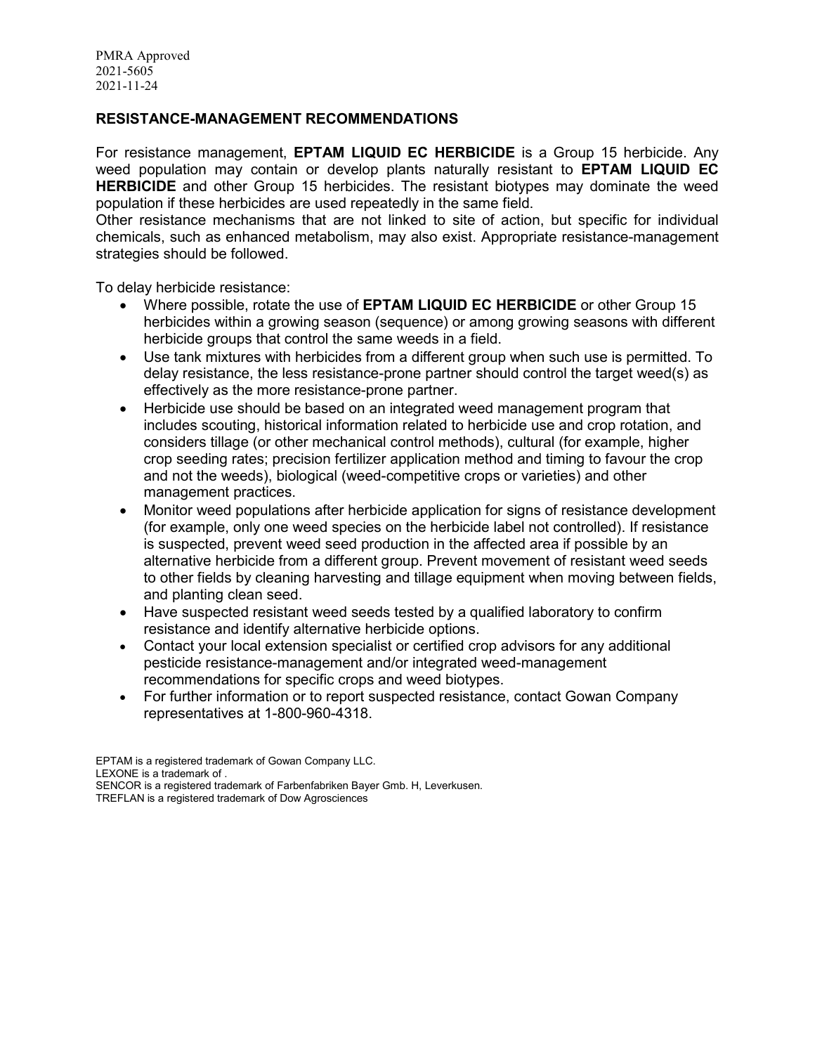PMRA Approved
2021-5605
2021-11-24

## RESISTANCE-MANAGEMENT RECOMMENDATIONS

For resistance management, **EPTAM LIQUID EC HERBICIDE** is a Group 15 herbicide. Any weed population may contain or develop plants naturally resistant to **EPTAM LIQUID EC HERBICIDE** and other Group 15 herbicides. The resistant biotypes may dominate the weed population if these herbicides are used repeatedly in the same field.
Other resistance mechanisms that are not linked to site of action, but specific for individual chemicals, such as enhanced metabolism, may also exist. Appropriate resistance-management strategies should be followed.

To delay herbicide resistance:

- Where possible, rotate the use of **EPTAM LIQUID EC HERBICIDE** or other Group 15 herbicides within a growing season (sequence) or among growing seasons with different herbicide groups that control the same weeds in a field.
- Use tank mixtures with herbicides from a different group when such use is permitted. To delay resistance, the less resistance-prone partner should control the target weed(s) as effectively as the more resistance-prone partner.
- Herbicide use should be based on an integrated weed management program that includes scouting, historical information related to herbicide use and crop rotation, and considers tillage (or other mechanical control methods), cultural (for example, higher crop seeding rates; precision fertilizer application method and timing to favour the crop and not the weeds), biological (weed-competitive crops or varieties) and other management practices.
- Monitor weed populations after herbicide application for signs of resistance development (for example, only one weed species on the herbicide label not controlled). If resistance is suspected, prevent weed seed production in the affected area if possible by an alternative herbicide from a different group. Prevent movement of resistant weed seeds to other fields by cleaning harvesting and tillage equipment when moving between fields, and planting clean seed.
- Have suspected resistant weed seeds tested by a qualified laboratory to confirm resistance and identify alternative herbicide options.
- Contact your local extension specialist or certified crop advisors for any additional pesticide resistance-management and/or integrated weed-management recommendations for specific crops and weed biotypes.
- For further information or to report suspected resistance, contact Gowan Company representatives at 1-800-960-4318.

EPTAM is a registered trademark of Gowan Company LLC.
LEXONE is a trademark of .
SENCOR is a registered trademark of Farbenfabriken Bayer Gmb. H, Leverkusen.
TREFLAN is a registered trademark of Dow Agrosciences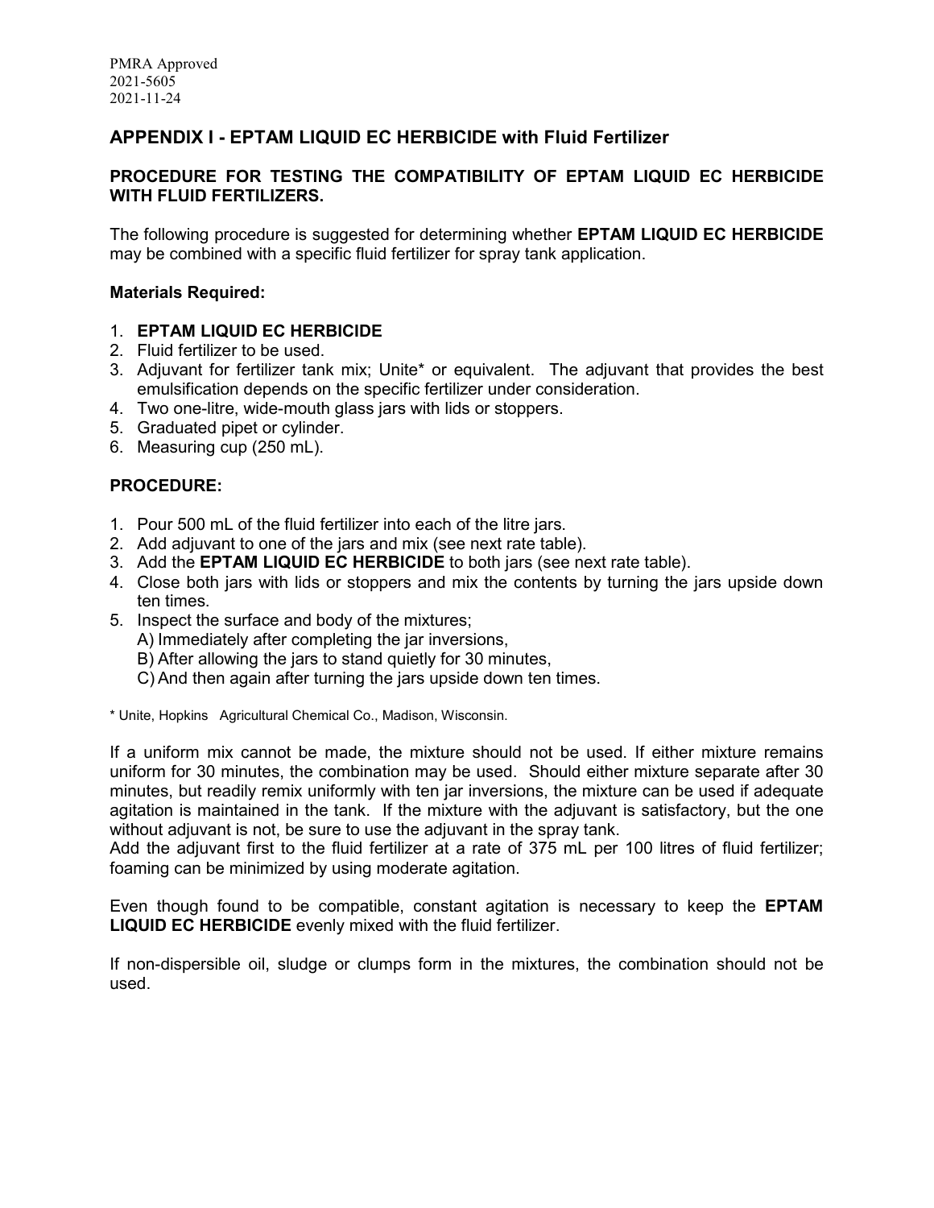PMRA Approved
2021-5605
2021-11-24

## APPENDIX I - EPTAM LIQUID EC HERBICIDE with Fluid Fertilizer

### PROCEDURE FOR TESTING THE COMPATIBILITY OF EPTAM LIQUID EC HERBICIDE WITH FLUID FERTILIZERS.

The following procedure is suggested for determining whether **EPTAM LIQUID EC HERBICIDE** may be combined with a specific fluid fertilizer for spray tank application.

**Materials Required:**

1. **EPTAM LIQUID EC HERBICIDE**
2. Fluid fertilizer to be used.
3. Adjuvant for fertilizer tank mix; Unite* or equivalent. The adjuvant that provides the best emulsification depends on the specific fertilizer under consideration.
4. Two one-litre, wide-mouth glass jars with lids or stoppers.
5. Graduated pipet or cylinder.
6. Measuring cup (250 mL).

**PROCEDURE:**

1. Pour 500 mL of the fluid fertilizer into each of the litre jars.
2. Add adjuvant to one of the jars and mix (see next rate table).
3. Add the **EPTAM LIQUID EC HERBICIDE** to both jars (see next rate table).
4. Close both jars with lids or stoppers and mix the contents by turning the jars upside down ten times.
5. Inspect the surface and body of the mixtures;
   A) Immediately after completing the jar inversions,
   B) After allowing the jars to stand quietly for 30 minutes,
   C) And then again after turning the jars upside down ten times.

* Unite, Hopkins Agricultural Chemical Co., Madison, Wisconsin.

If a uniform mix cannot be made, the mixture should not be used. If either mixture remains uniform for 30 minutes, the combination may be used. Should either mixture separate after 30 minutes, but readily remix uniformly with ten jar inversions, the mixture can be used if adequate agitation is maintained in the tank. If the mixture with the adjuvant is satisfactory, but the one without adjuvant is not, be sure to use the adjuvant in the spray tank.
Add the adjuvant first to the fluid fertilizer at a rate of 375 mL per 100 litres of fluid fertilizer; foaming can be minimized by using moderate agitation.

Even though found to be compatible, constant agitation is necessary to keep the **EPTAM LIQUID EC HERBICIDE** evenly mixed with the fluid fertilizer.

If non-dispersible oil, sludge or clumps form in the mixtures, the combination should not be used.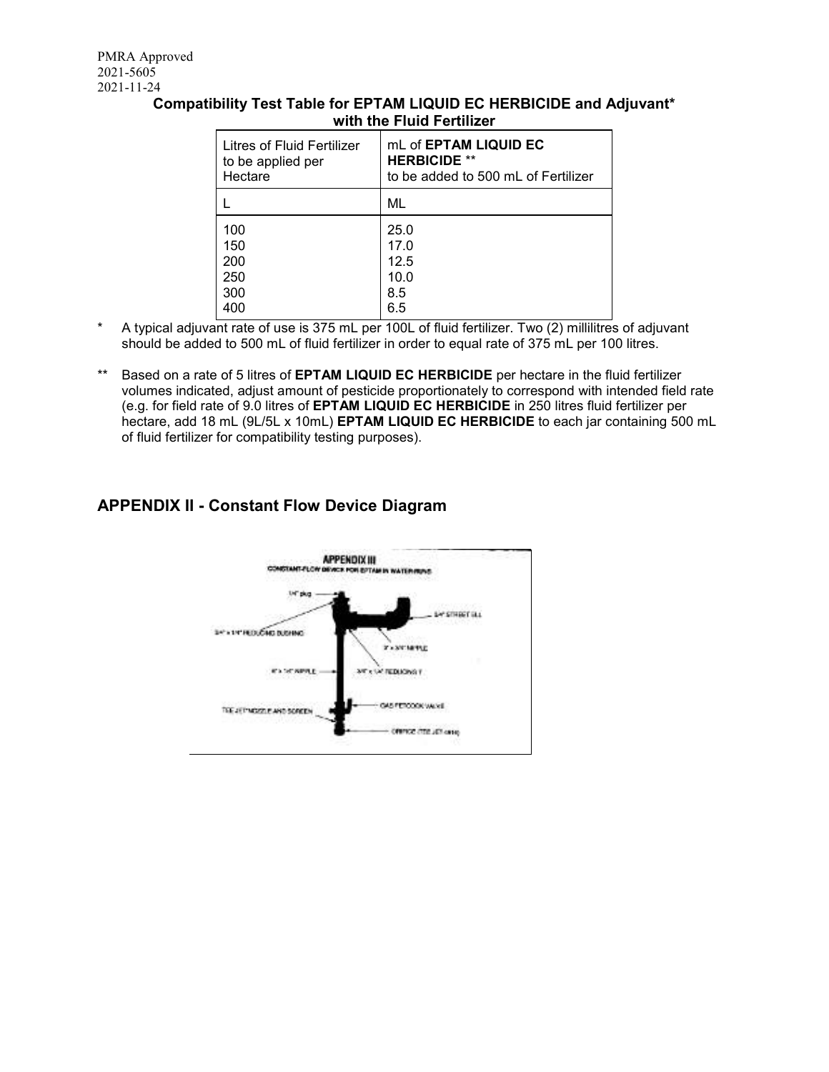**Compatibility Test Table for EPTAM LIQUID EC HERBICIDE and Adjuvant* with the Fluid Fertilizer**

| Litres of Fluid Fertilizer to be applied per Hectare | mL of **EPTAM LIQUID EC HERBICIDE** ** to be added to 500 mL of Fertilizer |
|---|---|
| L | ML |
| 100 | 25.0 |
| 150 | 17.0 |
| 200 | 12.5 |
| 250 | 10.0 |
| 300 | 8.5 |
| 400 | 6.5 |

\* A typical adjuvant rate of use is 375 mL per 100L of fluid fertilizer. Two (2) millilitres of adjuvant should be added to 500 mL of fluid fertilizer in order to equal rate of 375 mL per 100 litres.

\*\* Based on a rate of 5 litres of **EPTAM LIQUID EC HERBICIDE** per hectare in the fluid fertilizer volumes indicated, adjust amount of pesticide proportionately to correspond with intended field rate (e.g. for field rate of 9.0 litres of **EPTAM LIQUID EC HERBICIDE** in 250 litres fluid fertilizer per hectare, add 18 mL (9L/5L x 10mL) **EPTAM LIQUID EC HERBICIDE** to each jar containing 500 mL of fluid fertilizer for compatibility testing purposes).

## APPENDIX II - Constant Flow Device Diagram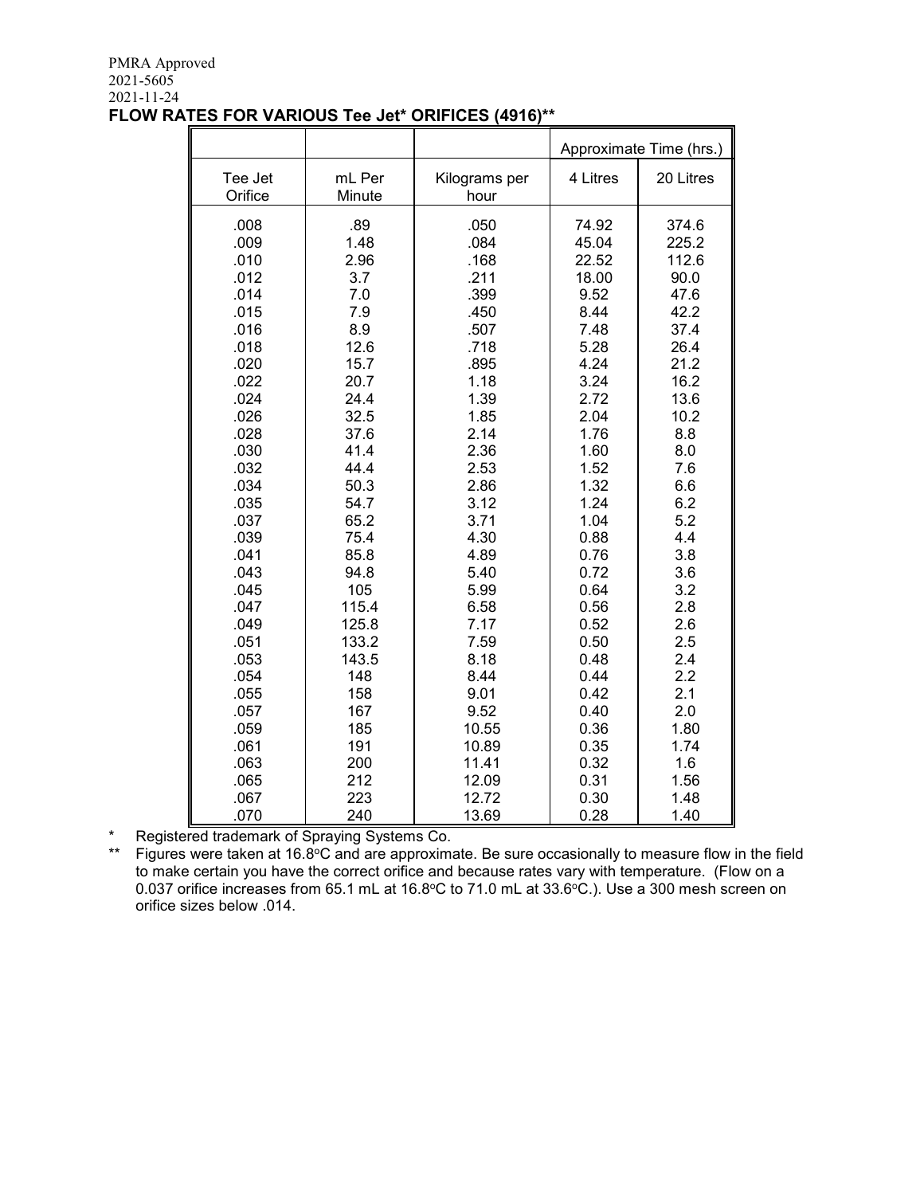PMRA Approved
2021-5605
2021-11-24

**FLOW RATES FOR VARIOUS Tee Jet* ORIFICES (4916)****

| | | | Approximate Time (hrs.) | |
|---|---|---|---|---|
| Tee Jet Orifice | mL Per Minute | Kilograms per hour | 4 Litres | 20 Litres |
| .008 | .89 | .050 | 74.92 | 374.6 |
| .009 | 1.48 | .084 | 45.04 | 225.2 |
| .010 | 2.96 | .168 | 22.52 | 112.6 |
| .012 | 3.7 | .211 | 18.00 | 90.0 |
| .014 | 7.0 | .399 | 9.52 | 47.6 |
| .015 | 7.9 | .450 | 8.44 | 42.2 |
| .016 | 8.9 | .507 | 7.48 | 37.4 |
| .018 | 12.6 | .718 | 5.28 | 26.4 |
| .020 | 15.7 | .895 | 4.24 | 21.2 |
| .022 | 20.7 | 1.18 | 3.24 | 16.2 |
| .024 | 24.4 | 1.39 | 2.72 | 13.6 |
| .026 | 32.5 | 1.85 | 2.04 | 10.2 |
| .028 | 37.6 | 2.14 | 1.76 | 8.8 |
| .030 | 41.4 | 2.36 | 1.60 | 8.0 |
| .032 | 44.4 | 2.53 | 1.52 | 7.6 |
| .034 | 50.3 | 2.86 | 1.32 | 6.6 |
| .035 | 54.7 | 3.12 | 1.24 | 6.2 |
| .037 | 65.2 | 3.71 | 1.04 | 5.2 |
| .039 | 75.4 | 4.30 | 0.88 | 4.4 |
| .041 | 85.8 | 4.89 | 0.76 | 3.8 |
| .043 | 94.8 | 5.40 | 0.72 | 3.6 |
| .045 | 105 | 5.99 | 0.64 | 3.2 |
| .047 | 115.4 | 6.58 | 0.56 | 2.8 |
| .049 | 125.8 | 7.17 | 0.52 | 2.6 |
| .051 | 133.2 | 7.59 | 0.50 | 2.5 |
| .053 | 143.5 | 8.18 | 0.48 | 2.4 |
| .054 | 148 | 8.44 | 0.44 | 2.2 |
| .055 | 158 | 9.01 | 0.42 | 2.1 |
| .057 | 167 | 9.52 | 0.40 | 2.0 |
| .059 | 185 | 10.55 | 0.36 | 1.80 |
| .061 | 191 | 10.89 | 0.35 | 1.74 |
| .063 | 200 | 11.41 | 0.32 | 1.6 |
| .065 | 212 | 12.09 | 0.31 | 1.56 |
| .067 | 223 | 12.72 | 0.30 | 1.48 |
| .070 | 240 | 13.69 | 0.28 | 1.40 |

\* Registered trademark of Spraying Systems Co.

** Figures were taken at 16.8°C and are approximate. Be sure occasionally to measure flow in the field to make certain you have the correct orifice and because rates vary with temperature. (Flow on a 0.037 orifice increases from 65.1 mL at 16.8°C to 71.0 mL at 33.6°C.). Use a 300 mesh screen on orifice sizes below .014.